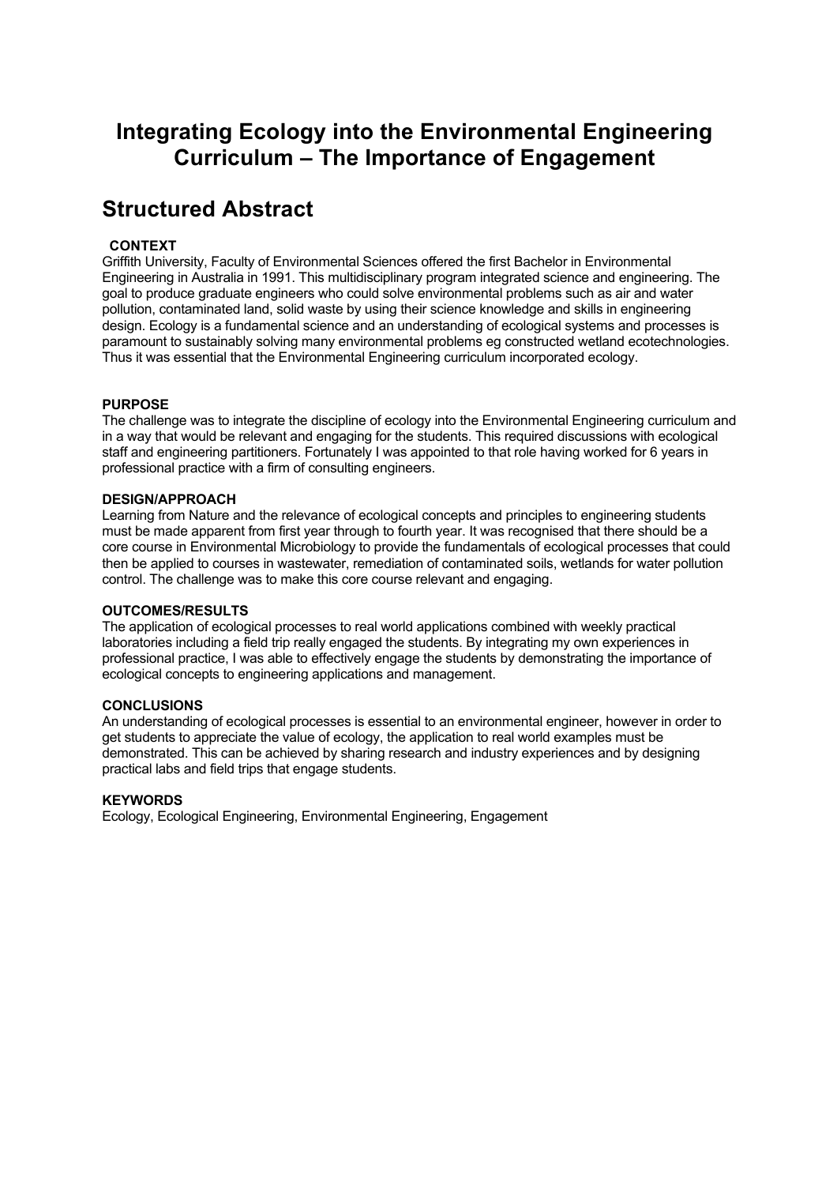# Integrating Ecology into the Environmental Engineering Curriculum – The Importance of Engagement

## Structured Abstract

**CONTEXT**

Griffith University, Faculty of Environmental Sciences offered the first Bachelor in Environmental Engineering in Australia in 1991. This multidisciplinary program integrated science and engineering. The goal to produce graduate engineers who could solve environmental problems such as air and water pollution, contaminated land, solid waste by using their science knowledge and skills in engineering design. Ecology is a fundamental science and an understanding of ecological systems and processes is paramount to sustainably solving many environmental problems eg constructed wetland ecotechnologies. Thus it was essential that the Environmental Engineering curriculum incorporated ecology.

**PURPOSE**

The challenge was to integrate the discipline of ecology into the Environmental Engineering curriculum and in a way that would be relevant and engaging for the students. This required discussions with ecological staff and engineering partitioners. Fortunately I was appointed to that role having worked for 6 years in professional practice with a firm of consulting engineers.

**DESIGN/APPROACH**

Learning from Nature and the relevance of ecological concepts and principles to engineering students must be made apparent from first year through to fourth year. It was recognised that there should be a core course in Environmental Microbiology to provide the fundamentals of ecological processes that could then be applied to courses in wastewater, remediation of contaminated soils, wetlands for water pollution control. The challenge was to make this core course relevant and engaging.

**OUTCOMES/RESULTS**

The application of ecological processes to real world applications combined with weekly practical laboratories including a field trip really engaged the students. By integrating my own experiences in professional practice, I was able to effectively engage the students by demonstrating the importance of ecological concepts to engineering applications and management.

**CONCLUSIONS**

An understanding of ecological processes is essential to an environmental engineer, however in order to get students to appreciate the value of ecology, the application to real world examples must be demonstrated. This can be achieved by sharing research and industry experiences and by designing practical labs and field trips that engage students.

**KEYWORDS**

Ecology, Ecological Engineering, Environmental Engineering, Engagement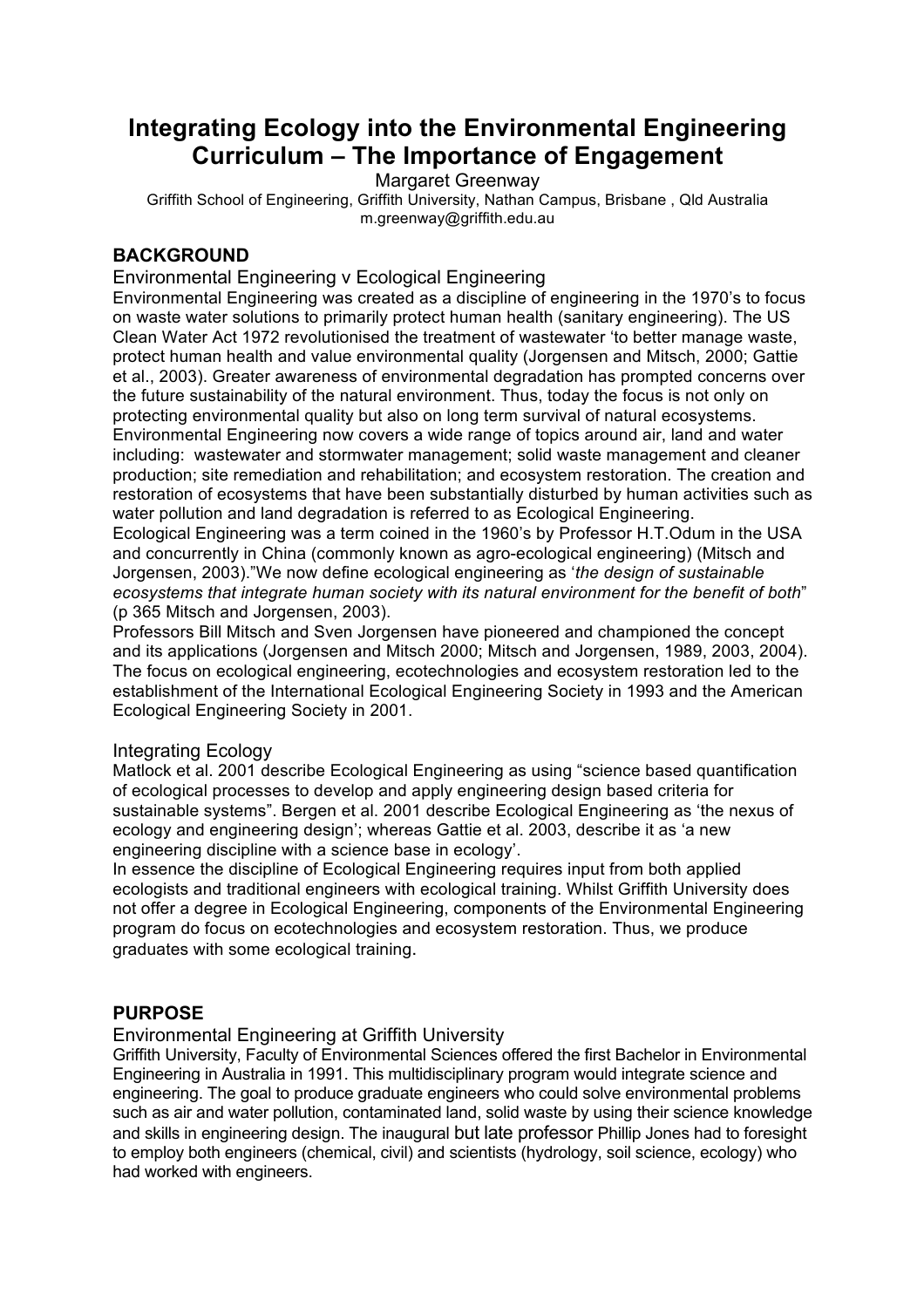# Integrating Ecology into the Environmental Engineering Curriculum – The Importance of Engagement

Margaret Greenway

Griffith School of Engineering, Griffith University, Nathan Campus, Brisbane , Qld Australia
m.greenway@griffith.edu.au

## BACKGROUND

### Environmental Engineering v Ecological Engineering

Environmental Engineering was created as a discipline of engineering in the 1970's to focus on waste water solutions to primarily protect human health (sanitary engineering). The US Clean Water Act 1972 revolutionised the treatment of wastewater 'to better manage waste, protect human health and value environmental quality (Jorgensen and Mitsch, 2000; Gattie et al., 2003). Greater awareness of environmental degradation has prompted concerns over the future sustainability of the natural environment. Thus, today the focus is not only on protecting environmental quality but also on long term survival of natural ecosystems. Environmental Engineering now covers a wide range of topics around air, land and water including: wastewater and stormwater management; solid waste management and cleaner production; site remediation and rehabilitation; and ecosystem restoration. The creation and restoration of ecosystems that have been substantially disturbed by human activities such as water pollution and land degradation is referred to as Ecological Engineering.

Ecological Engineering was a term coined in the 1960's by Professor H.T.Odum in the USA and concurrently in China (commonly known as agro-ecological engineering) (Mitsch and Jorgensen, 2003)."We now define ecological engineering as '*the design of sustainable ecosystems that integrate human society with its natural environment for the benefit of both*" (p 365 Mitsch and Jorgensen, 2003).

Professors Bill Mitsch and Sven Jorgensen have pioneered and championed the concept and its applications (Jorgensen and Mitsch 2000; Mitsch and Jorgensen, 1989, 2003, 2004). The focus on ecological engineering, ecotechnologies and ecosystem restoration led to the establishment of the International Ecological Engineering Society in 1993 and the American Ecological Engineering Society in 2001.

### Integrating Ecology

Matlock et al. 2001 describe Ecological Engineering as using "science based quantification of ecological processes to develop and apply engineering design based criteria for sustainable systems". Bergen et al. 2001 describe Ecological Engineering as 'the nexus of ecology and engineering design'; whereas Gattie et al. 2003, describe it as 'a new engineering discipline with a science base in ecology'.

In essence the discipline of Ecological Engineering requires input from both applied ecologists and traditional engineers with ecological training. Whilst Griffith University does not offer a degree in Ecological Engineering, components of the Environmental Engineering program do focus on ecotechnologies and ecosystem restoration. Thus, we produce graduates with some ecological training.

## PURPOSE

### Environmental Engineering at Griffith University

Griffith University, Faculty of Environmental Sciences offered the first Bachelor in Environmental Engineering in Australia in 1991. This multidisciplinary program would integrate science and engineering. The goal to produce graduate engineers who could solve environmental problems such as air and water pollution, contaminated land, solid waste by using their science knowledge and skills in engineering design. The inaugural but late professor Phillip Jones had to foresight to employ both engineers (chemical, civil) and scientists (hydrology, soil science, ecology) who had worked with engineers.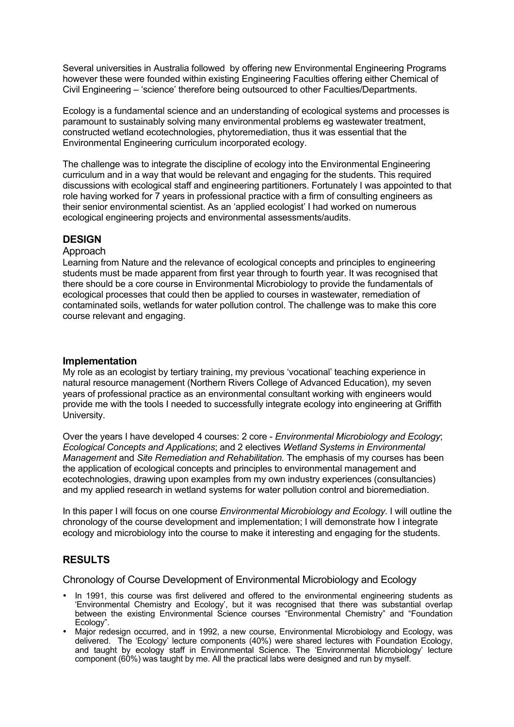Several universities in Australia followed  by offering new Environmental Engineering Programs however these were founded within existing Engineering Faculties offering either Chemical of Civil Engineering – 'science' therefore being outsourced to other Faculties/Departments.

Ecology is a fundamental science and an understanding of ecological systems and processes is paramount to sustainably solving many environmental problems eg wastewater treatment, constructed wetland ecotechnologies, phytoremediation, thus it was essential that the Environmental Engineering curriculum incorporated ecology.

The challenge was to integrate the discipline of ecology into the Environmental Engineering curriculum and in a way that would be relevant and engaging for the students. This required discussions with ecological staff and engineering partitioners. Fortunately I was appointed to that role having worked for 7 years in professional practice with a firm of consulting engineers as their senior environmental scientist. As an 'applied ecologist' I had worked on numerous ecological engineering projects and environmental assessments/audits.

## DESIGN

### Approach

Learning from Nature and the relevance of ecological concepts and principles to engineering students must be made apparent from first year through to fourth year. It was recognised that there should be a core course in Environmental Microbiology to provide the fundamentals of ecological processes that could then be applied to courses in wastewater, remediation of contaminated soils, wetlands for water pollution control. The challenge was to make this core course relevant and engaging.

## Implementation

My role as an ecologist by tertiary training, my previous 'vocational' teaching experience in natural resource management (Northern Rivers College of Advanced Education), my seven years of professional practice as an environmental consultant working with engineers would provide me with the tools I needed to successfully integrate ecology into engineering at Griffith University.

Over the years I have developed 4 courses: 2 core - *Environmental Microbiology and Ecology*; *Ecological Concepts and Applications*; and 2 electives *Wetland Systems in Environmental Management* and *Site Remediation and Rehabilitation.* The emphasis of my courses has been the application of ecological concepts and principles to environmental management and ecotechnologies, drawing upon examples from my own industry experiences (consultancies) and my applied research in wetland systems for water pollution control and bioremediation.

In this paper I will focus on one course *Environmental Microbiology and Ecology*. I will outline the chronology of the course development and implementation; I will demonstrate how I integrate ecology and microbiology into the course to make it interesting and engaging for the students.

## RESULTS

### Chronology of Course Development of Environmental Microbiology and Ecology

- In 1991, this course was first delivered and offered to the environmental engineering students as 'Environmental Chemistry and Ecology', but it was recognised that there was substantial overlap between the existing Environmental Science courses "Environmental Chemistry" and "Foundation Ecology".
- Major redesign occurred, and in 1992, a new course, Environmental Microbiology and Ecology, was delivered. The 'Ecology' lecture components (40%) were shared lectures with Foundation Ecology, and taught by ecology staff in Environmental Science. The 'Environmental Microbiology' lecture component (60%) was taught by me. All the practical labs were designed and run by myself.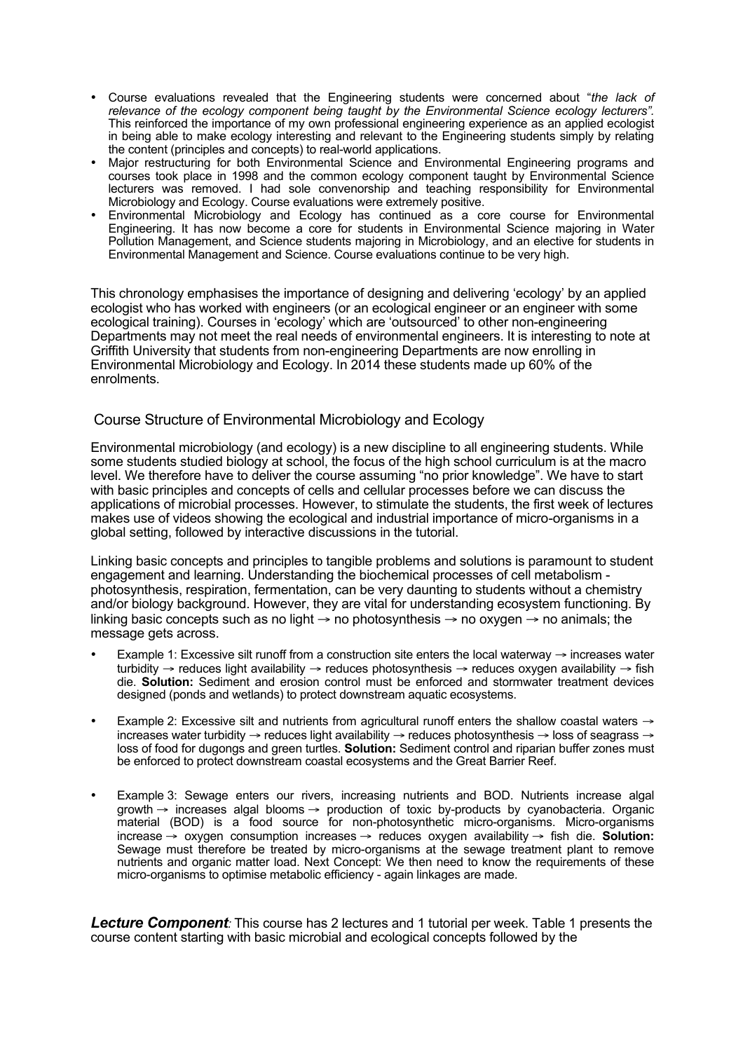- Course evaluations revealed that the Engineering students were concerned about "*the lack of relevance of the ecology component being taught by the Environmental Science ecology lecturers"*. This reinforced the importance of my own professional engineering experience as an applied ecologist in being able to make ecology interesting and relevant to the Engineering students simply by relating the content (principles and concepts) to real-world applications.
- Major restructuring for both Environmental Science and Environmental Engineering programs and courses took place in 1998 and the common ecology component taught by Environmental Science lecturers was removed. I had sole convenorship and teaching responsibility for Environmental Microbiology and Ecology. Course evaluations were extremely positive.
- Environmental Microbiology and Ecology has continued as a core course for Environmental Engineering. It has now become a core for students in Environmental Science majoring in Water Pollution Management, and Science students majoring in Microbiology, and an elective for students in Environmental Management and Science. Course evaluations continue to be very high.

This chronology emphasises the importance of designing and delivering 'ecology' by an applied ecologist who has worked with engineers (or an ecological engineer or an engineer with some ecological training). Courses in 'ecology' which are 'outsourced' to other non-engineering Departments may not meet the real needs of environmental engineers. It is interesting to note at Griffith University that students from non-engineering Departments are now enrolling in Environmental Microbiology and Ecology. In 2014 these students made up 60% of the enrolments.

## Course Structure of Environmental Microbiology and Ecology

Environmental microbiology (and ecology) is a new discipline to all engineering students. While some students studied biology at school, the focus of the high school curriculum is at the macro level. We therefore have to deliver the course assuming "no prior knowledge". We have to start with basic principles and concepts of cells and cellular processes before we can discuss the applications of microbial processes. However, to stimulate the students, the first week of lectures makes use of videos showing the ecological and industrial importance of micro-organisms in a global setting, followed by interactive discussions in the tutorial.

Linking basic concepts and principles to tangible problems and solutions is paramount to student engagement and learning. Understanding the biochemical processes of cell metabolism - photosynthesis, respiration, fermentation, can be very daunting to students without a chemistry and/or biology background. However, they are vital for understanding ecosystem functioning. By linking basic concepts such as no light → no photosynthesis → no oxygen → no animals; the message gets across.

- Example 1: Excessive silt runoff from a construction site enters the local waterway → increases water turbidity → reduces light availability → reduces photosynthesis → reduces oxygen availability → fish die. **Solution:** Sediment and erosion control must be enforced and stormwater treatment devices designed (ponds and wetlands) to protect downstream aquatic ecosystems.
- Example 2: Excessive silt and nutrients from agricultural runoff enters the shallow coastal waters → increases water turbidity → reduces light availability → reduces photosynthesis → loss of seagrass → loss of food for dugongs and green turtles. **Solution:** Sediment control and riparian buffer zones must be enforced to protect downstream coastal ecosystems and the Great Barrier Reef.
- Example 3: Sewage enters our rivers, increasing nutrients and BOD. Nutrients increase algal growth → increases algal blooms → production of toxic by-products by cyanobacteria. Organic material (BOD) is a food source for non-photosynthetic micro-organisms. Micro-organisms increase → oxygen consumption increases → reduces oxygen availability → fish die. **Solution:** Sewage must therefore be treated by micro-organisms at the sewage treatment plant to remove nutrients and organic matter load. Next Concept: We then need to know the requirements of these micro-organisms to optimise metabolic efficiency - again linkages are made.

***Lecture Component****:* This course has 2 lectures and 1 tutorial per week. Table 1 presents the course content starting with basic microbial and ecological concepts followed by the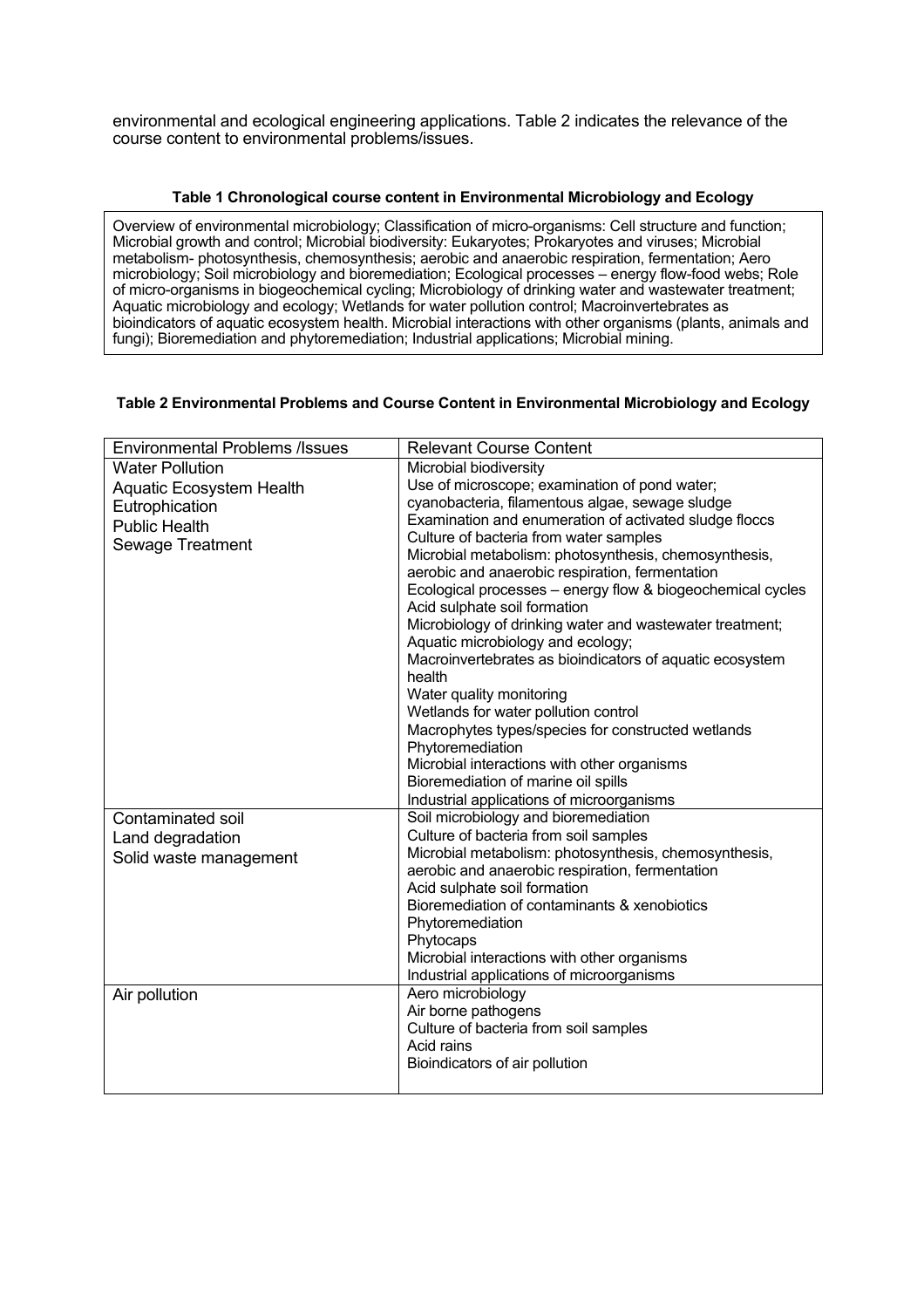environmental and ecological engineering applications. Table 2 indicates the relevance of the course content to environmental problems/issues.

**Table 1 Chronological course content in Environmental Microbiology and Ecology**

Overview of environmental microbiology; Classification of micro-organisms: Cell structure and function; Microbial growth and control; Microbial biodiversity: Eukaryotes; Prokaryotes and viruses; Microbial metabolism- photosynthesis, chemosynthesis; aerobic and anaerobic respiration, fermentation; Aero microbiology; Soil microbiology and bioremediation; Ecological processes – energy flow-food webs; Role of micro-organisms in biogeochemical cycling; Microbiology of drinking water and wastewater treatment; Aquatic microbiology and ecology; Wetlands for water pollution control; Macroinvertebrates as bioindicators of aquatic ecosystem health. Microbial interactions with other organisms (plants, animals and fungi); Bioremediation and phytoremediation; Industrial applications; Microbial mining.

**Table 2 Environmental Problems and Course Content in Environmental Microbiology and Ecology**

| Environmental Problems /Issues | Relevant Course Content |
|---|---|
| Water Pollution<br>Aquatic Ecosystem Health<br>Eutrophication<br>Public Health<br>Sewage Treatment | Microbial biodiversity<br>Use of microscope; examination of pond water; cyanobacteria, filamentous algae, sewage sludge<br>Examination and enumeration of activated sludge floccs<br>Culture of bacteria from water samples<br>Microbial metabolism: photosynthesis, chemosynthesis, aerobic and anaerobic respiration, fermentation<br>Ecological processes – energy flow & biogeochemical cycles<br>Acid sulphate soil formation<br>Microbiology of drinking water and wastewater treatment;<br>Aquatic microbiology and ecology;<br>Macroinvertebrates as bioindicators of aquatic ecosystem health<br>Water quality monitoring<br>Wetlands for water pollution control<br>Macrophytes types/species for constructed wetlands<br>Phytoremediation<br>Microbial interactions with other organisms<br>Bioremediation of marine oil spills<br>Industrial applications of microorganisms |
| Contaminated soil<br>Land degradation<br>Solid waste management | Soil microbiology and bioremediation<br>Culture of bacteria from soil samples<br>Microbial metabolism: photosynthesis, chemosynthesis, aerobic and anaerobic respiration, fermentation<br>Acid sulphate soil formation<br>Bioremediation of contaminants & xenobiotics<br>Phytoremediation<br>Phytocaps<br>Microbial interactions with other organisms<br>Industrial applications of microorganisms |
| Air pollution | Aero microbiology<br>Air borne pathogens<br>Culture of bacteria from soil samples<br>Acid rains<br>Bioindicators of air pollution |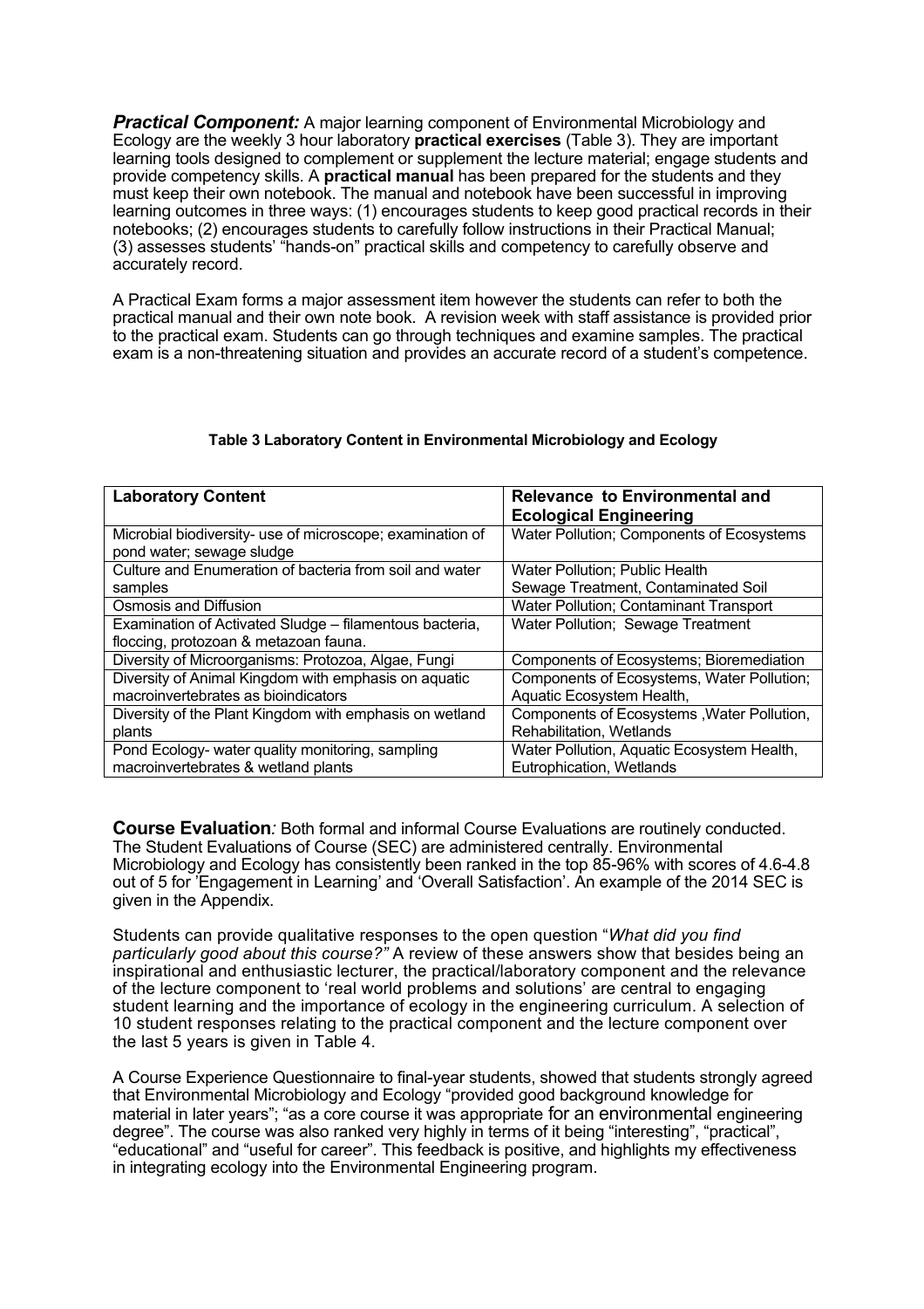***Practical Component:*** A major learning component of Environmental Microbiology and Ecology are the weekly 3 hour laboratory **practical exercises** (Table 3). They are important learning tools designed to complement or supplement the lecture material; engage students and provide competency skills. A **practical manual** has been prepared for the students and they must keep their own notebook. The manual and notebook have been successful in improving learning outcomes in three ways: (1) encourages students to keep good practical records in their notebooks; (2) encourages students to carefully follow instructions in their Practical Manual; (3) assesses students' "hands-on" practical skills and competency to carefully observe and accurately record.

A Practical Exam forms a major assessment item however the students can refer to both the practical manual and their own note book. A revision week with staff assistance is provided prior to the practical exam. Students can go through techniques and examine samples. The practical exam is a non-threatening situation and provides an accurate record of a student's competence.

**Table 3 Laboratory Content in Environmental Microbiology and Ecology**

| **Laboratory Content** | **Relevance to Environmental and Ecological Engineering** |
|---|---|
| Microbial biodiversity- use of microscope; examination of pond water; sewage sludge | Water Pollution; Components of Ecosystems |
| Culture and Enumeration of bacteria from soil and water samples | Water Pollution; Public Health Sewage Treatment, Contaminated Soil |
| Osmosis and Diffusion | Water Pollution; Contaminant Transport |
| Examination of Activated Sludge – filamentous bacteria, floccing, protozoan & metazoan fauna. | Water Pollution; Sewage Treatment |
| Diversity of Microorganisms: Protozoa, Algae, Fungi | Components of Ecosystems; Bioremediation |
| Diversity of Animal Kingdom with emphasis on aquatic macroinvertebrates as bioindicators | Components of Ecosystems, Water Pollution; Aquatic Ecosystem Health, |
| Diversity of the Plant Kingdom with emphasis on wetland plants | Components of Ecosystems ,Water Pollution, Rehabilitation, Wetlands |
| Pond Ecology- water quality monitoring, sampling macroinvertebrates & wetland plants | Water Pollution, Aquatic Ecosystem Health, Eutrophication, Wetlands |

**Course Evaluation***:* Both formal and informal Course Evaluations are routinely conducted. The Student Evaluations of Course (SEC) are administered centrally. Environmental Microbiology and Ecology has consistently been ranked in the top 85-96% with scores of 4.6-4.8 out of 5 for 'Engagement in Learning' and 'Overall Satisfaction'. An example of the 2014 SEC is given in the Appendix.

Students can provide qualitative responses to the open question "*What did you find particularly good about this course?"* A review of these answers show that besides being an inspirational and enthusiastic lecturer, the practical/laboratory component and the relevance of the lecture component to 'real world problems and solutions' are central to engaging student learning and the importance of ecology in the engineering curriculum. A selection of 10 student responses relating to the practical component and the lecture component over the last 5 years is given in Table 4.

A Course Experience Questionnaire to final-year students, showed that students strongly agreed that Environmental Microbiology and Ecology "provided good background knowledge for material in later years"; "as a core course it was appropriate for an environmental engineering degree". The course was also ranked very highly in terms of it being "interesting", "practical", "educational" and "useful for career". This feedback is positive, and highlights my effectiveness in integrating ecology into the Environmental Engineering program.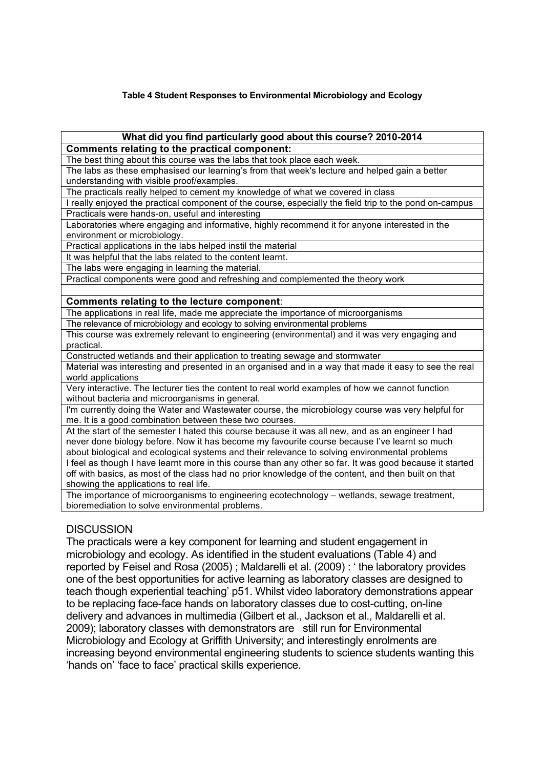**Table 4 Student Responses to Environmental Microbiology and Ecology**

| What did you find particularly good about this course? 2010-2014 |
|---|
| **Comments relating to the practical component:** |
| The best thing about this course was the labs that took place each week. |
| The labs as these emphasised our learning's from that week's lecture and helped gain a better understanding with visible proof/examples. |
| The practicals really helped to cement my knowledge of what we covered in class |
| I really enjoyed the practical component of the course, especially the field trip to the pond on-campus |
| Practicals were hands-on, useful and interesting |
| Laboratories where engaging and informative, highly recommend it for anyone interested in the environment or microbiology. |
| Practical applications in the labs helped instil the material |
| It was helpful that the labs related to the content learnt. |
| The labs were engaging in learning the material. |
| Practical components were good and refreshing and complemented the theory work |
| |
| **Comments relating to the lecture component**: |
| The applications in real life, made me appreciate the importance of microorganisms |
| The relevance of microbiology and ecology to solving environmental problems |
| This course was extremely relevant to engineering (environmental) and it was very engaging and practical. |
| Constructed wetlands and their application to treating sewage and stormwater |
| Material was interesting and presented in an organised and in a way that made it easy to see the real world applications |
| Very interactive. The lecturer ties the content to real world examples of how we cannot function without bacteria and microorganisms in general. |
| I'm currently doing the Water and Wastewater course, the microbiology course was very helpful for me. It is a good combination between these two courses. |
| At the start of the semester I hated this course because it was all new, and as an engineer I had never done biology before. Now it has become my favourite course because I've learnt so much about biological and ecological systems and their relevance to solving environmental problems |
| I feel as though I have learnt more in this course than any other so far. It was good because it started off with basics, as most of the class had no prior knowledge of the content, and then built on that showing the applications to real life. |
| The importance of microorganisms to engineering ecotechnology – wetlands, sewage treatment, bioremediation to solve environmental problems. |

## DISCUSSION

The practicals were a key component for learning and student engagement in microbiology and ecology. As identified in the student evaluations (Table 4) and reported by Feisel and Rosa (2005) ; Maldarelli et al. (2009) : ' the laboratory provides one of the best opportunities for active learning as laboratory classes are designed to teach though experiential teaching' p51. Whilst video laboratory demonstrations appear to be replacing face-face hands on laboratory classes due to cost-cutting, on-line delivery and advances in multimedia (Gilbert et al., Jackson et al., Maldarelli et al. 2009); laboratory classes with demonstrators are still run for Environmental Microbiology and Ecology at Griffith University; and interestingly enrolments are increasing beyond environmental engineering students to science students wanting this 'hands on' 'face to face' practical skills experience.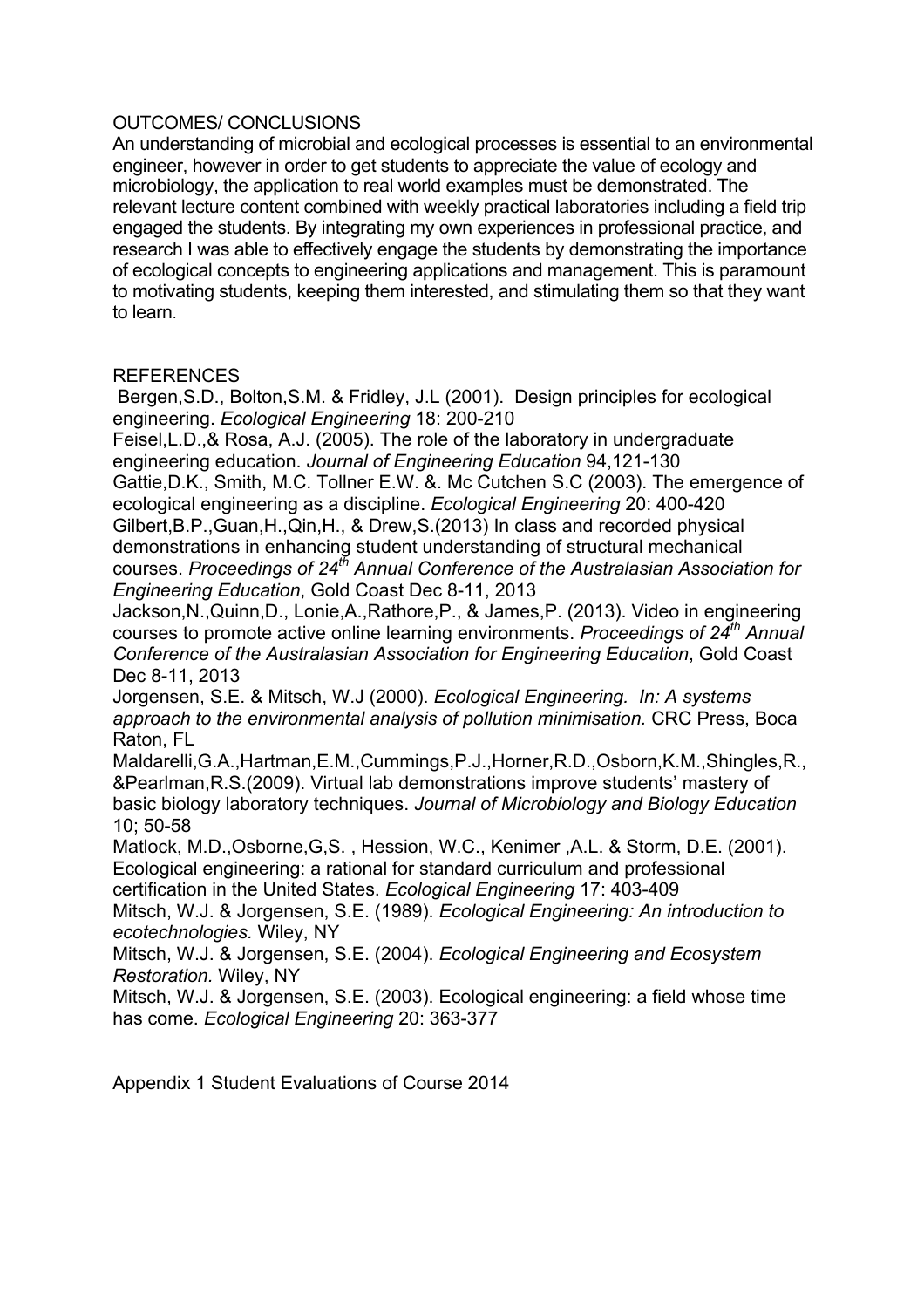## OUTCOMES/ CONCLUSIONS

An understanding of microbial and ecological processes is essential to an environmental engineer, however in order to get students to appreciate the value of ecology and microbiology, the application to real world examples must be demonstrated. The relevant lecture content combined with weekly practical laboratories including a field trip engaged the students. By integrating my own experiences in professional practice, and research I was able to effectively engage the students by demonstrating the importance of ecological concepts to engineering applications and management. This is paramount to motivating students, keeping them interested, and stimulating them so that they want to learn.

## REFERENCES

Bergen,S.D., Bolton,S.M. & Fridley, J.L (2001). Design principles for ecological engineering. *Ecological Engineering* 18: 200-210

Feisel,L.D.,& Rosa, A.J. (2005). The role of the laboratory in undergraduate engineering education. *Journal of Engineering Education* 94,121-130

Gattie,D.K., Smith, M.C. Tollner E.W. &. Mc Cutchen S.C (2003). The emergence of ecological engineering as a discipline. *Ecological Engineering* 20: 400-420

Gilbert,B.P.,Guan,H.,Qin,H., & Drew,S.(2013) In class and recorded physical demonstrations in enhancing student understanding of structural mechanical courses. *Proceedings of 24th Annual Conference of the Australasian Association for Engineering Education*, Gold Coast Dec 8-11, 2013

Jackson,N.,Quinn,D., Lonie,A.,Rathore,P., & James,P. (2013). Video in engineering courses to promote active online learning environments. *Proceedings of 24th Annual Conference of the Australasian Association for Engineering Education*, Gold Coast Dec 8-11, 2013

Jorgensen, S.E. & Mitsch, W.J (2000). *Ecological Engineering. In: A systems approach to the environmental analysis of pollution minimisation.* CRC Press, Boca Raton, FL

Maldarelli,G.A.,Hartman,E.M.,Cummings,P.J.,Horner,R.D.,Osborn,K.M.,Shingles,R., &Pearlman,R.S.(2009). Virtual lab demonstrations improve students' mastery of basic biology laboratory techniques. *Journal of Microbiology and Biology Education* 10; 50-58

Matlock, M.D.,Osborne,G,S. , Hession, W.C., Kenimer ,A.L. & Storm, D.E. (2001). Ecological engineering: a rational for standard curriculum and professional certification in the United States. *Ecological Engineering* 17: 403-409

Mitsch, W.J. & Jorgensen, S.E. (1989). *Ecological Engineering: An introduction to ecotechnologies.* Wiley, NY

Mitsch, W.J. & Jorgensen, S.E. (2004). *Ecological Engineering and Ecosystem Restoration.* Wiley, NY

Mitsch, W.J. & Jorgensen, S.E. (2003). Ecological engineering: a field whose time has come. *Ecological Engineering* 20: 363-377

Appendix 1 Student Evaluations of Course 2014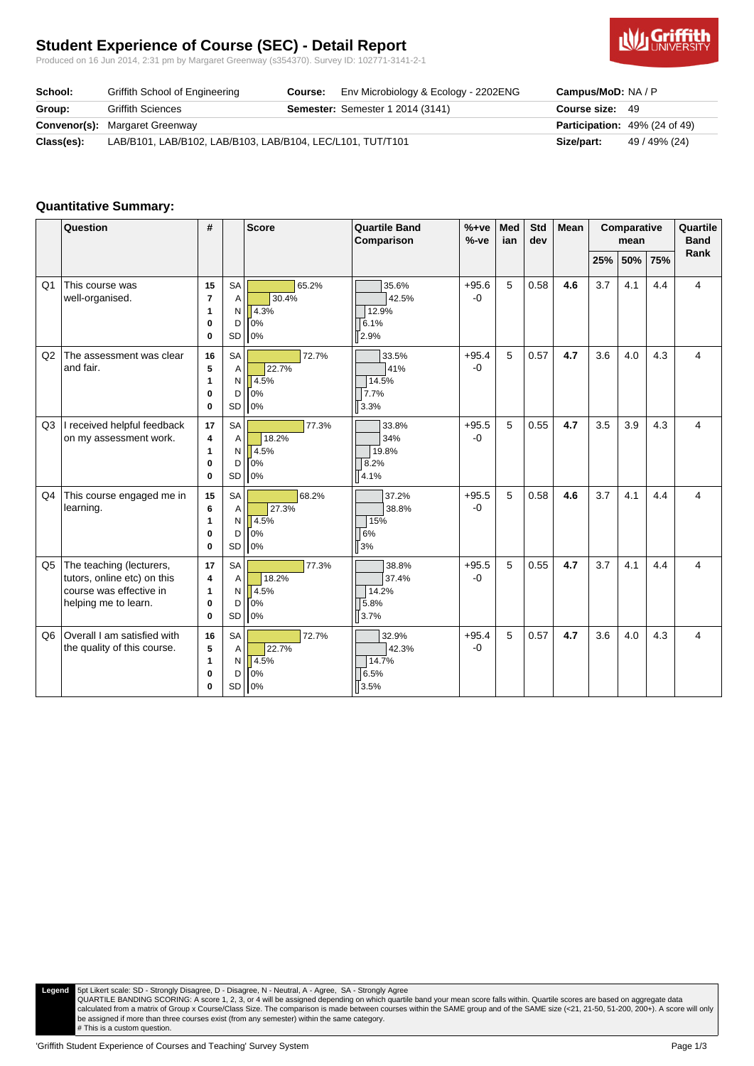# Student Experience of Course (SEC) - Detail Report

Produced on 16 Jun 2014, 2:31 pm by Margaret Greenway (s354370). Survey ID: 102771-3141-2-1

| | | | | | |
|---|---|---|---|---|---|
| **School:** | Griffith School of Engineering | **Course:** | Env Microbiology & Ecology - 2202ENG | **Campus/MoD:** | NA / P |
| **Group:** | Griffith Sciences | **Semester:** | Semester 1 2014 (3141) | **Course size:** | 49 |
| **Convenor(s):** | Margaret Greenway | | | **Participation:** | 49% (24 of 49) |
| **Class(es):** | LAB/B101, LAB/B102, LAB/B103, LAB/B104, LEC/L101, TUT/T101 | | | **Size/part:** | 49 / 49% (24) |

## Quantitative Summary:

| | Question | # | | Score | Quartile Band Comparison | %+ve %-ve | Median | Std dev | Mean | Comparative mean 25% | 50% | 75% | Quartile Band Rank |
|---|---|---|---|---|---|---|---|---|---|---|---|---|---|
| Q1 | This course was well-organised. | 15<br>7<br>1<br>0<br>0 | SA<br>A<br>N<br>D<br>SD | 65.2%<br>30.4%<br>4.3%<br>0%<br>0% | 35.6%<br>42.5%<br>12.9%<br>6.1%<br>2.9% | +95.6<br>-0 | 5 | 0.58 | **4.6** | 3.7 | 4.1 | 4.4 | 4 |
| Q2 | The assessment was clear and fair. | 16<br>5<br>1<br>0<br>0 | SA<br>A<br>N<br>D<br>SD | 72.7%<br>22.7%<br>4.5%<br>0%<br>0% | 33.5%<br>41%<br>14.5%<br>7.7%<br>3.3% | +95.4<br>-0 | 5 | 0.57 | **4.7** | 3.6 | 4.0 | 4.3 | 4 |
| Q3 | I received helpful feedback on my assessment work. | 17<br>4<br>1<br>0<br>0 | SA<br>A<br>N<br>D<br>SD | 77.3%<br>18.2%<br>4.5%<br>0%<br>0% | 33.8%<br>34%<br>19.8%<br>8.2%<br>4.1% | +95.5<br>-0 | 5 | 0.55 | **4.7** | 3.5 | 3.9 | 4.3 | 4 |
| Q4 | This course engaged me in learning. | 15<br>6<br>1<br>0<br>0 | SA<br>A<br>N<br>D<br>SD | 68.2%<br>27.3%<br>4.5%<br>0%<br>0% | 37.2%<br>38.8%<br>15%<br>6%<br>3% | +95.5<br>-0 | 5 | 0.58 | **4.6** | 3.7 | 4.1 | 4.4 | 4 |
| Q5 | The teaching (lecturers, tutors, online etc) on this course was effective in helping me to learn. | 17<br>4<br>1<br>0<br>0 | SA<br>A<br>N<br>D<br>SD | 77.3%<br>18.2%<br>4.5%<br>0%<br>0% | 38.8%<br>37.4%<br>14.2%<br>5.8%<br>3.7% | +95.5<br>-0 | 5 | 0.55 | **4.7** | 3.7 | 4.1 | 4.4 | 4 |
| Q6 | Overall I am satisfied with the quality of this course. | 16<br>5<br>1<br>0<br>0 | SA<br>A<br>N<br>D<br>SD | 72.7%<br>22.7%<br>4.5%<br>0%<br>0% | 32.9%<br>42.3%<br>14.7%<br>6.5%<br>3.5% | +95.4<br>-0 | 5 | 0.57 | **4.7** | 3.6 | 4.0 | 4.3 | 4 |

**Legend** 5pt Likert scale: SD - Strongly Disagree, D - Disagree, N - Neutral, A - Agree, SA - Strongly Agree
QUARTILE BANDING SCORING: A score 1, 2, 3, or 4 will be assigned depending on which quartile band your mean score falls within. Quartile scores are based on aggregate data calculated from a matrix of Group x Course/Class Size. The comparison is made between courses within the SAME group and of the SAME size (<21, 21-50, 51-200, 200+). A score will only be assigned if more than three courses exist (from any semester) within the same category.
# This is a custom question.

'Griffith Student Experience of Courses and Teaching' Survey System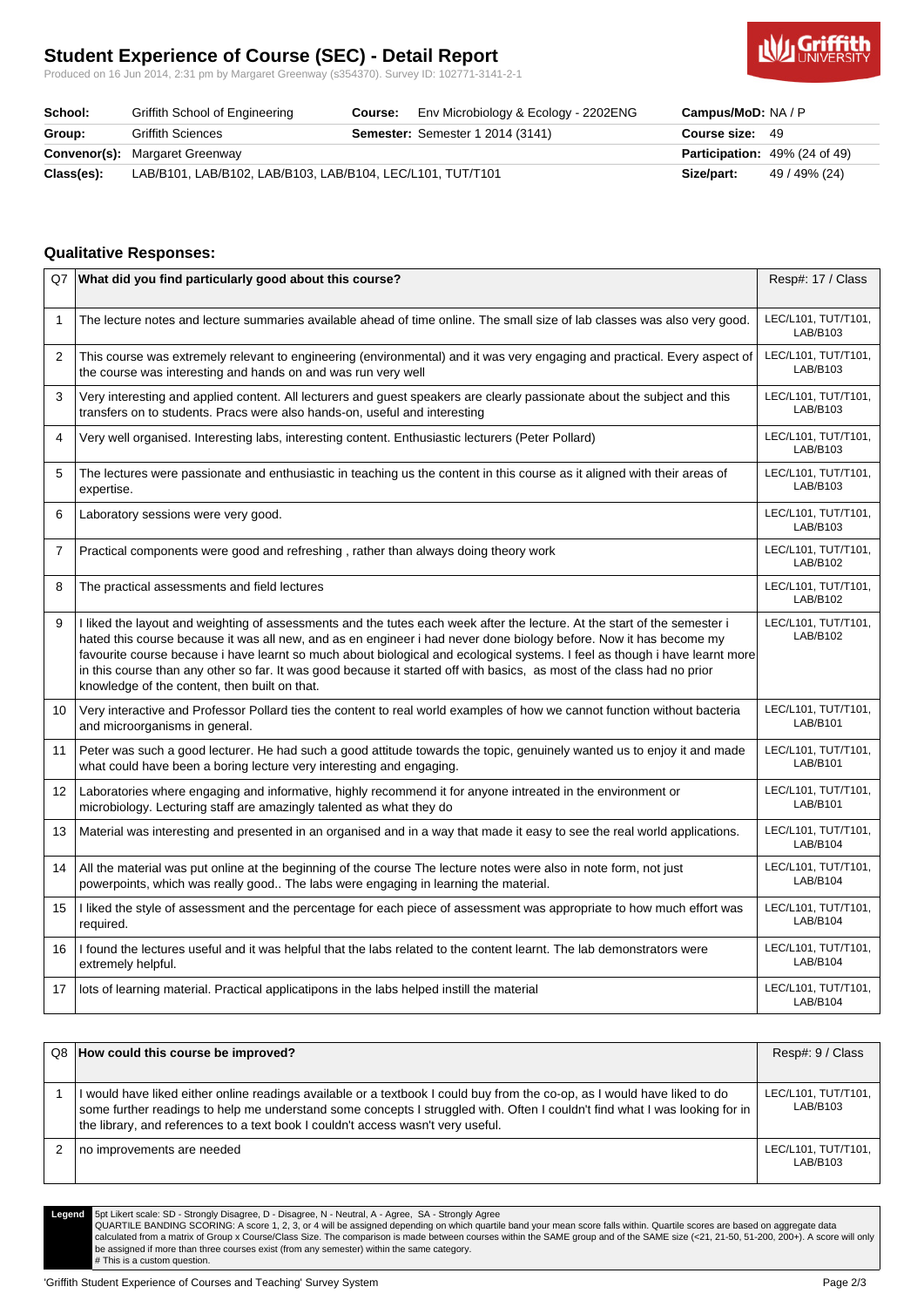# Student Experience of Course (SEC) - Detail Report

Produced on 16 Jun 2014, 2:31 pm by Margaret Greenway (s354370). Survey ID: 102771-3141-2-1

| | | | | | |
|---|---|---|---|---|---|
| **School:** | Griffith School of Engineering | **Course:** | Env Microbiology & Ecology - 2202ENG | **Campus/MoD:** | NA / P |
| **Group:** | Griffith Sciences | **Semester:** | Semester 1 2014 (3141) | **Course size:** | 49 |
| **Convenor(s):** | Margaret Greenway | | | **Participation:** | 49% (24 of 49) |
| **Class(es):** | LAB/B101, LAB/B102, LAB/B103, LAB/B104, LEC/L101, TUT/T101 | | | **Size/part:** | 49 / 49% (24) |

## Qualitative Responses:

| Q7 | What did you find particularly good about this course? | Resp#: 17 / Class |
|---|---|---|
| 1 | The lecture notes and lecture summaries available ahead of time online. The small size of lab classes was also very good. | LEC/L101, TUT/T101, LAB/B103 |
| 2 | This course was extremely relevant to engineering (environmental) and it was very engaging and practical. Every aspect of the course was interesting and hands on and was run very well | LEC/L101, TUT/T101, LAB/B103 |
| 3 | Very interesting and applied content. All lecturers and guest speakers are clearly passionate about the subject and this transfers on to students. Pracs were also hands-on, useful and interesting | LEC/L101, TUT/T101, LAB/B103 |
| 4 | Very well organised. Interesting labs, interesting content. Enthusiastic lecturers (Peter Pollard) | LEC/L101, TUT/T101, LAB/B103 |
| 5 | The lectures were passionate and enthusiastic in teaching us the content in this course as it aligned with their areas of expertise. | LEC/L101, TUT/T101, LAB/B103 |
| 6 | Laboratory sessions were very good. | LEC/L101, TUT/T101, LAB/B103 |
| 7 | Practical components were good and refreshing , rather than always doing theory work | LEC/L101, TUT/T101, LAB/B102 |
| 8 | The practical assessments and field lectures | LEC/L101, TUT/T101, LAB/B102 |
| 9 | I liked the layout and weighting of assessments and the tutes each week after the lecture. At the start of the semester i hated this course because it was all new, and as en engineer i had never done biology before. Now it has become my favourite course because i have learnt so much about biological and ecological systems. I feel as though i have learnt more in this course than any other so far. It was good because it started off with basics, as most of the class had no prior knowledge of the content, then built on that. | LEC/L101, TUT/T101, LAB/B102 |
| 10 | Very interactive and Professor Pollard ties the content to real world examples of how we cannot function without bacteria and microorganisms in general. | LEC/L101, TUT/T101, LAB/B101 |
| 11 | Peter was such a good lecturer. He had such a good attitude towards the topic, genuinely wanted us to enjoy it and made what could have been a boring lecture very interesting and engaging. | LEC/L101, TUT/T101, LAB/B101 |
| 12 | Laboratories where engaging and informative, highly recommend it for anyone intreated in the environment or microbiology. Lecturing staff are amazingly talented as what they do | LEC/L101, TUT/T101, LAB/B101 |
| 13 | Material was interesting and presented in an organised and in a way that made it easy to see the real world applications. | LEC/L101, TUT/T101, LAB/B104 |
| 14 | All the material was put online at the beginning of the course The lecture notes were also in note form, not just powerpoints, which was really good.. The labs were engaging in learning the material. | LEC/L101, TUT/T101, LAB/B104 |
| 15 | I liked the style of assessment and the percentage for each piece of assessment was appropriate to how much effort was required. | LEC/L101, TUT/T101, LAB/B104 |
| 16 | I found the lectures useful and it was helpful that the labs related to the content learnt. The lab demonstrators were extremely helpful. | LEC/L101, TUT/T101, LAB/B104 |
| 17 | lots of learning material. Practical applicatipons in the labs helped instill the material | LEC/L101, TUT/T101, LAB/B104 |

| Q8 | How could this course be improved? | Resp#: 9 / Class |
|---|---|---|
| 1 | I would have liked either online readings available or a textbook I could buy from the co-op, as I would have liked to do some further readings to help me understand some concepts I struggled with. Often I couldn't find what I was looking for in the library, and references to a text book I couldn't access wasn't very useful. | LEC/L101, TUT/T101, LAB/B103 |
| 2 | no improvements are needed | LEC/L101, TUT/T101, LAB/B103 |

**Legend** 5pt Likert scale: SD - Strongly Disagree, D - Disagree, N - Neutral, A - Agree, SA - Strongly Agree
QUARTILE BANDING SCORING: A score 1, 2, 3, or 4 will be assigned depending on which quartile band your mean score falls within. Quartile scores are based on aggregate data calculated from a matrix of Group x Course/Class Size. The comparison is made between courses within the SAME group and of the SAME size (<21, 21-50, 51-200, 200+). A score will only be assigned if more than three courses exist (from any semester) within the same category.
# This is a custom question.

'Griffith Student Experience of Courses and Teaching' Survey System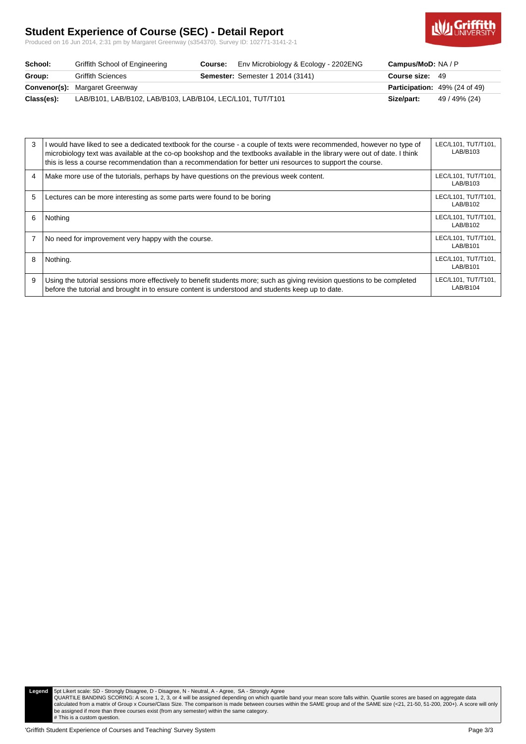# Student Experience of Course (SEC) - Detail Report

Produced on 16 Jun 2014, 2:31 pm by Margaret Greenway (s354370). Survey ID: 102771-3141-2-1

| | | | | | |
|---|---|---|---|---|---|
| **School:** | Griffith School of Engineering | **Course:** | Env Microbiology & Ecology - 2202ENG | **Campus/MoD:** | NA / P |
| **Group:** | Griffith Sciences | **Semester:** | Semester 1 2014 (3141) | **Course size:** | 49 |
| **Convenor(s):** | Margaret Greenway | | | **Participation:** | 49% (24 of 49) |
| **Class(es):** | LAB/B101, LAB/B102, LAB/B103, LAB/B104, LEC/L101, TUT/T101 | | | **Size/part:** | 49 / 49% (24) |

| | | |
|---|---|---|
| 3 | I would have liked to see a dedicated textbook for the course - a couple of texts were recommended, however no type of microbiology text was available at the co-op bookshop and the textbooks available in the library were out of date. I think this is less a course recommendation than a recommendation for better uni resources to support the course. | LEC/L101, TUT/T101, LAB/B103 |
| 4 | Make more use of the tutorials, perhaps by have questions on the previous week content. | LEC/L101, TUT/T101, LAB/B103 |
| 5 | Lectures can be more interesting as some parts were found to be boring | LEC/L101, TUT/T101, LAB/B102 |
| 6 | Nothing | LEC/L101, TUT/T101, LAB/B102 |
| 7 | No need for improvement very happy with the course. | LEC/L101, TUT/T101, LAB/B101 |
| 8 | Nothing. | LEC/L101, TUT/T101, LAB/B101 |
| 9 | Using the tutorial sessions more effectively to benefit students more; such as giving revision questions to be completed before the tutorial and brought in to ensure content is understood and students keep up to date. | LEC/L101, TUT/T101, LAB/B104 |

**Legend** 5pt Likert scale: SD - Strongly Disagree, D - Disagree, N - Neutral, A - Agree, SA - Strongly Agree
QUARTILE BANDING SCORING: A score 1, 2, 3, or 4 will be assigned depending on which quartile band your mean score falls within. Quartile scores are based on aggregate data calculated from a matrix of Group x Course/Class Size. The comparison is made between courses within the SAME group and of the SAME size (<21, 21-50, 51-200, 200+). A score will only be assigned if more than three courses exist (from any semester) within the same category.
# This is a custom question.